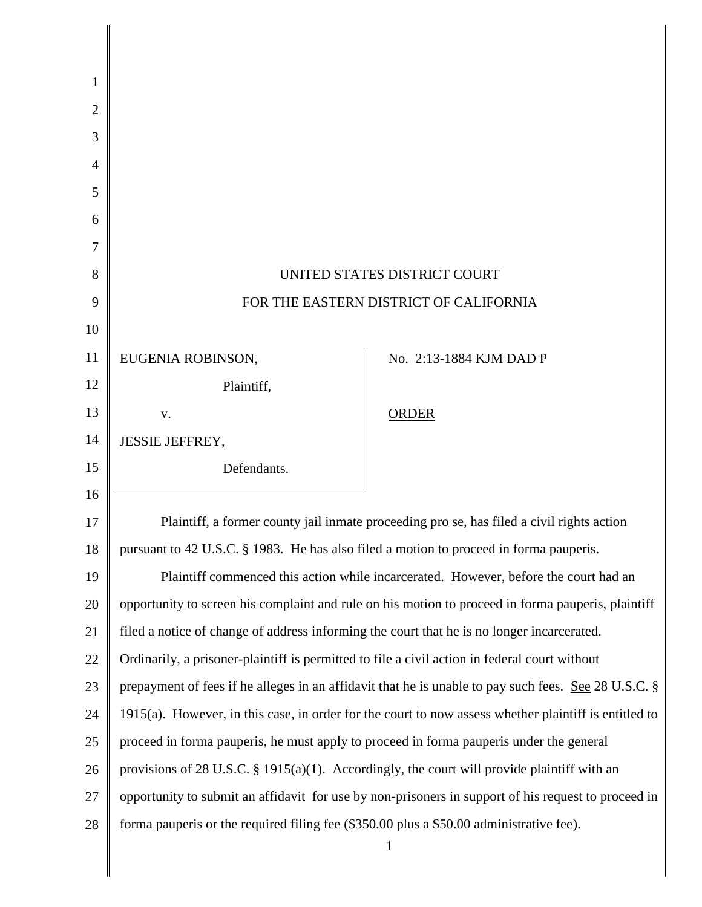UNITED STATES DISTRICT COURT

FOR THE EASTERN DISTRICT OF CALIFORNIA

| | |
|---|---|
| EUGENIA ROBINSON, Plaintiff, v. JESSIE JEFFREY, Defendants. | No. 2:13-1884 KJM DAD P<br><br>ORDER |

Plaintiff, a former county jail inmate proceeding pro se, has filed a civil rights action pursuant to 42 U.S.C. § 1983. He has also filed a motion to proceed in forma pauperis.

Plaintiff commenced this action while incarcerated. However, before the court had an opportunity to screen his complaint and rule on his motion to proceed in forma pauperis, plaintiff filed a notice of change of address informing the court that he is no longer incarcerated. Ordinarily, a prisoner-plaintiff is permitted to file a civil action in federal court without prepayment of fees if he alleges in an affidavit that he is unable to pay such fees. See 28 U.S.C. § 1915(a). However, in this case, in order for the court to now assess whether plaintiff is entitled to proceed in forma pauperis, he must apply to proceed in forma pauperis under the general provisions of 28 U.S.C. § 1915(a)(1). Accordingly, the court will provide plaintiff with an opportunity to submit an affidavit for use by non-prisoners in support of his request to proceed in forma pauperis or the required filing fee ($350.00 plus a $50.00 administrative fee).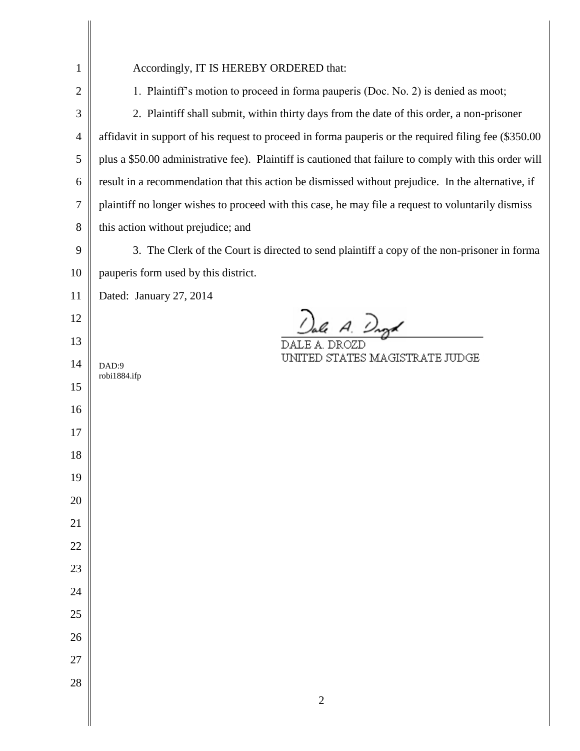Accordingly, IT IS HEREBY ORDERED that:

1. Plaintiff's motion to proceed in forma pauperis (Doc. No. 2) is denied as moot;

2. Plaintiff shall submit, within thirty days from the date of this order, a non-prisoner affidavit in support of his request to proceed in forma pauperis or the required filing fee ($350.00 plus a $50.00 administrative fee). Plaintiff is cautioned that failure to comply with this order will result in a recommendation that this action be dismissed without prejudice. In the alternative, if plaintiff no longer wishes to proceed with this case, he may file a request to voluntarily dismiss this action without prejudice; and

3. The Clerk of the Court is directed to send plaintiff a copy of the non-prisoner in forma pauperis form used by this district.

Dated: January 27, 2014

DALE A. DROZD
UNITED STATES MAGISTRATE JUDGE

DAD:9
robi1884.ifp